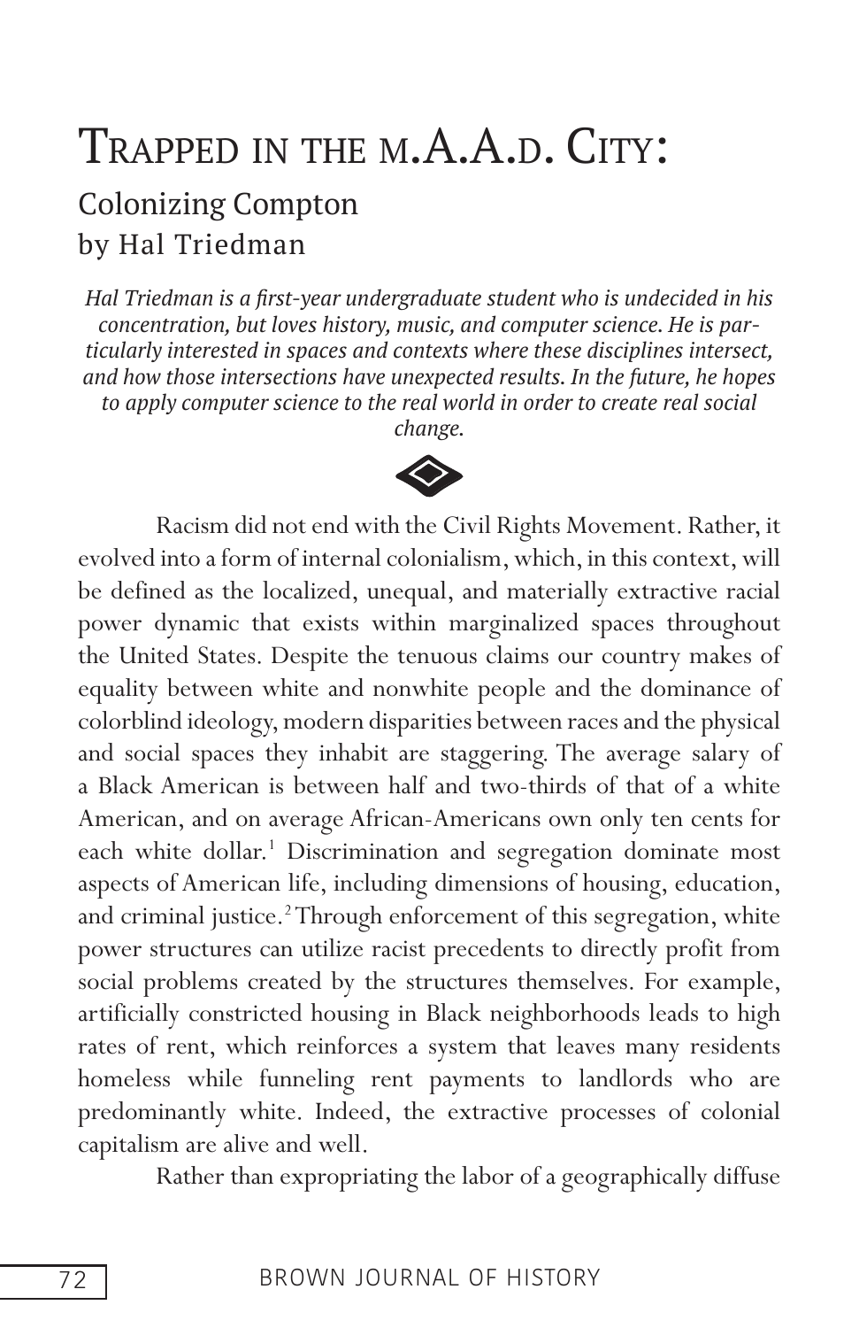# Trapped in the m.A.A.d. City:

## Colonizing Compton

### by Hal Triedman

*Hal Triedman is a first-year undergraduate student who is undecided in his concentration, but loves history, music, and computer science. He is particularly interested in spaces and contexts where these disciplines intersect, and how those intersections have unexpected results. In the future, he hopes to apply computer science to the real world in order to create real social change.*

Racism did not end with the Civil Rights Movement. Rather, it evolved into a form of internal colonialism, which, in this context, will be defined as the localized, unequal, and materially extractive racial power dynamic that exists within marginalized spaces throughout the United States. Despite the tenuous claims our country makes of equality between white and nonwhite people and the dominance of colorblind ideology, modern disparities between races and the physical and social spaces they inhabit are staggering. The average salary of a Black American is between half and two-thirds of that of a white American, and on average African-Americans own only ten cents for each white dollar.[1] Discrimination and segregation dominate most aspects of American life, including dimensions of housing, education, and criminal justice.[2] Through enforcement of this segregation, white power structures can utilize racist precedents to directly profit from social problems created by the structures themselves. For example, artificially constricted housing in Black neighborhoods leads to high rates of rent, which reinforces a system that leaves many residents homeless while funneling rent payments to landlords who are predominantly white. Indeed, the extractive processes of colonial capitalism are alive and well.

Rather than expropriating the labor of a geographically diffuse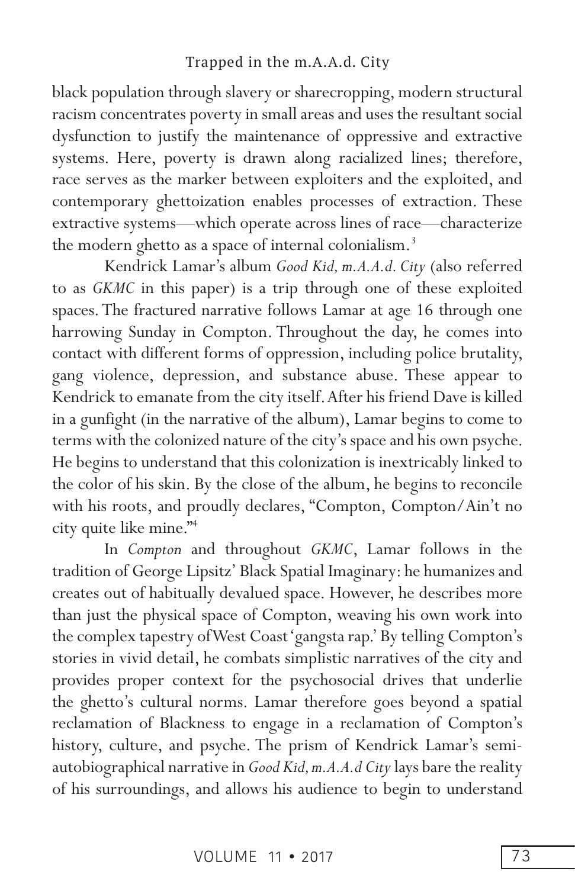black population through slavery or sharecropping, modern structural racism concentrates poverty in small areas and uses the resultant social dysfunction to justify the maintenance of oppressive and extractive systems. Here, poverty is drawn along racialized lines; therefore, race serves as the marker between exploiters and the exploited, and contemporary ghettoization enables processes of extraction. These extractive systems—which operate across lines of race—characterize the modern ghetto as a space of internal colonialism.[3]

Kendrick Lamar's album *Good Kid, m.A.A.d. City* (also referred to as *GKMC* in this paper) is a trip through one of these exploited spaces. The fractured narrative follows Lamar at age 16 through one harrowing Sunday in Compton. Throughout the day, he comes into contact with different forms of oppression, including police brutality, gang violence, depression, and substance abuse. These appear to Kendrick to emanate from the city itself. After his friend Dave is killed in a gunfight (in the narrative of the album), Lamar begins to come to terms with the colonized nature of the city's space and his own psyche. He begins to understand that this colonization is inextricably linked to the color of his skin. By the close of the album, he begins to reconcile with his roots, and proudly declares, "Compton, Compton/Ain't no city quite like mine."[4]

In *Compton* and throughout *GKMC*, Lamar follows in the tradition of George Lipsitz' Black Spatial Imaginary: he humanizes and creates out of habitually devalued space. However, he describes more than just the physical space of Compton, weaving his own work into the complex tapestry of West Coast 'gangsta rap.' By telling Compton's stories in vivid detail, he combats simplistic narratives of the city and provides proper context for the psychosocial drives that underlie the ghetto's cultural norms. Lamar therefore goes beyond a spatial reclamation of Blackness to engage in a reclamation of Compton's history, culture, and psyche. The prism of Kendrick Lamar's semi-autobiographical narrative in *Good Kid, m.A.A.d City* lays bare the reality of his surroundings, and allows his audience to begin to understand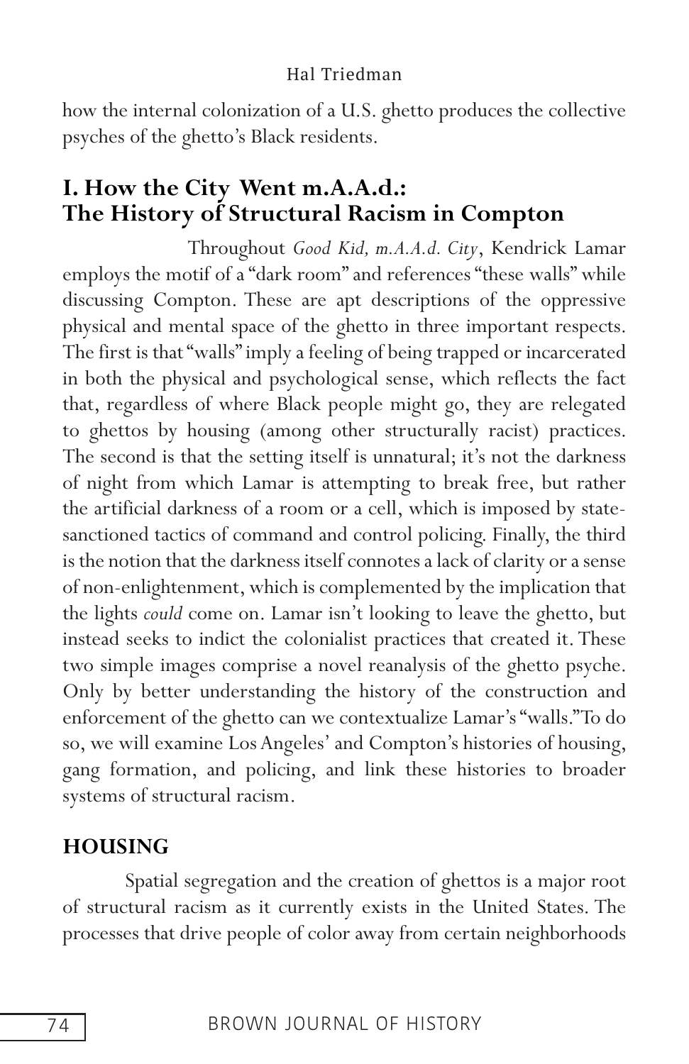how the internal colonization of a U.S. ghetto produces the collective psyches of the ghetto's Black residents.

## I. How the City Went m.A.A.d.: The History of Structural Racism in Compton

Throughout *Good Kid, m.A.A.d. City*, Kendrick Lamar employs the motif of a "dark room" and references "these walls" while discussing Compton. These are apt descriptions of the oppressive physical and mental space of the ghetto in three important respects. The first is that "walls" imply a feeling of being trapped or incarcerated in both the physical and psychological sense, which reflects the fact that, regardless of where Black people might go, they are relegated to ghettos by housing (among other structurally racist) practices. The second is that the setting itself is unnatural; it's not the darkness of night from which Lamar is attempting to break free, but rather the artificial darkness of a room or a cell, which is imposed by state-sanctioned tactics of command and control policing. Finally, the third is the notion that the darkness itself connotes a lack of clarity or a sense of non-enlightenment, which is complemented by the implication that the lights *could* come on. Lamar isn't looking to leave the ghetto, but instead seeks to indict the colonialist practices that created it. These two simple images comprise a novel reanalysis of the ghetto psyche. Only by better understanding the history of the construction and enforcement of the ghetto can we contextualize Lamar's "walls." To do so, we will examine Los Angeles' and Compton's histories of housing, gang formation, and policing, and link these histories to broader systems of structural racism.

### HOUSING

Spatial segregation and the creation of ghettos is a major root of structural racism as it currently exists in the United States. The processes that drive people of color away from certain neighborhoods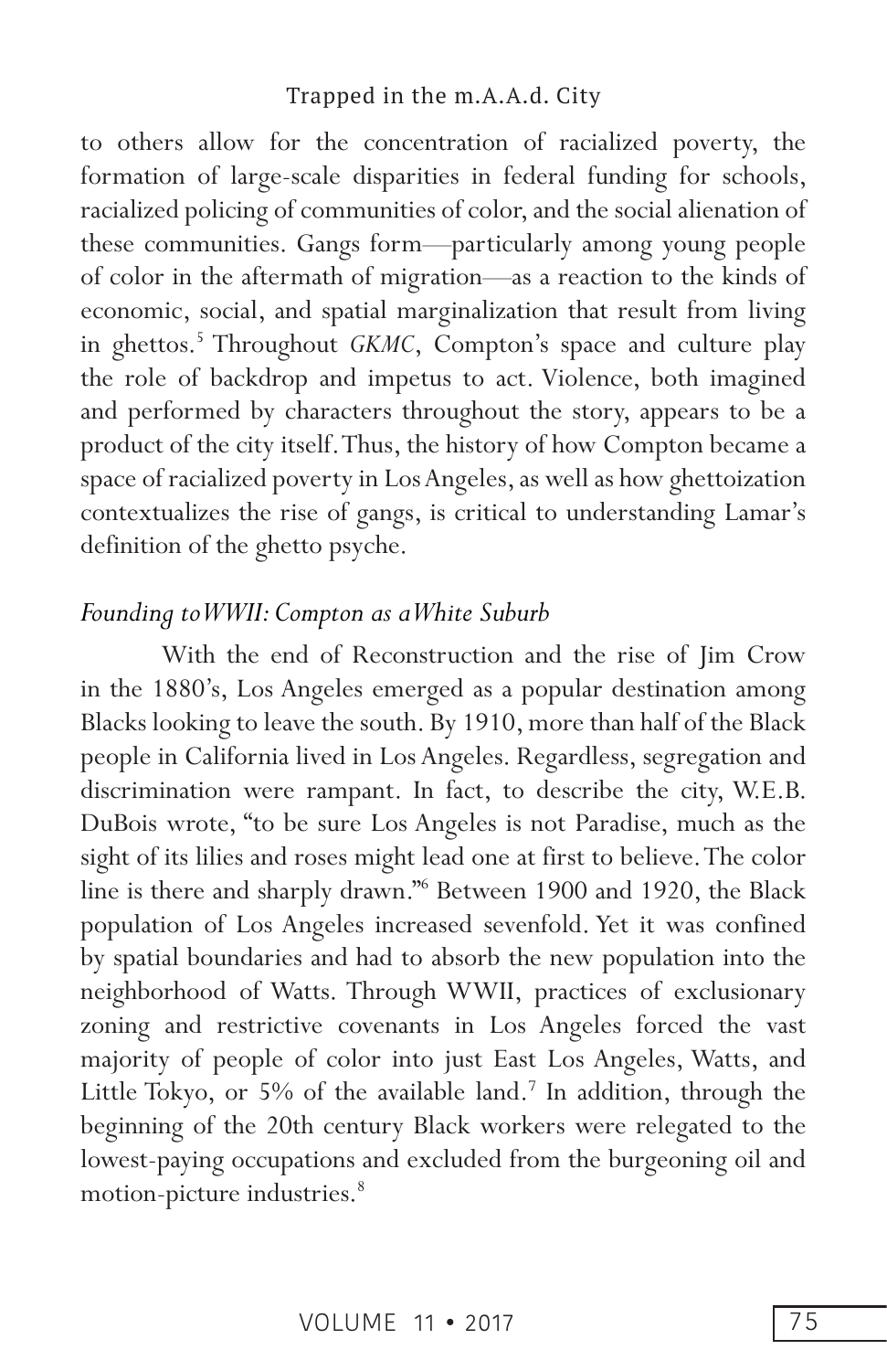to others allow for the concentration of racialized poverty, the formation of large-scale disparities in federal funding for schools, racialized policing of communities of color, and the social alienation of these communities. Gangs form—particularly among young people of color in the aftermath of migration—as a reaction to the kinds of economic, social, and spatial marginalization that result from living in ghettos.[5] Throughout *GKMC*, Compton's space and culture play the role of backdrop and impetus to act. Violence, both imagined and performed by characters throughout the story, appears to be a product of the city itself. Thus, the history of how Compton became a space of racialized poverty in Los Angeles, as well as how ghettoization contextualizes the rise of gangs, is critical to understanding Lamar's definition of the ghetto psyche.

### *Founding to WWII: Compton as a White Suburb*

With the end of Reconstruction and the rise of Jim Crow in the 1880's, Los Angeles emerged as a popular destination among Blacks looking to leave the south. By 1910, more than half of the Black people in California lived in Los Angeles. Regardless, segregation and discrimination were rampant. In fact, to describe the city, W.E.B. DuBois wrote, "to be sure Los Angeles is not Paradise, much as the sight of its lilies and roses might lead one at first to believe. The color line is there and sharply drawn."[6] Between 1900 and 1920, the Black population of Los Angeles increased sevenfold. Yet it was confined by spatial boundaries and had to absorb the new population into the neighborhood of Watts. Through WWII, practices of exclusionary zoning and restrictive covenants in Los Angeles forced the vast majority of people of color into just East Los Angeles, Watts, and Little Tokyo, or 5% of the available land.[7] In addition, through the beginning of the 20th century Black workers were relegated to the lowest-paying occupations and excluded from the burgeoning oil and motion-picture industries.[8]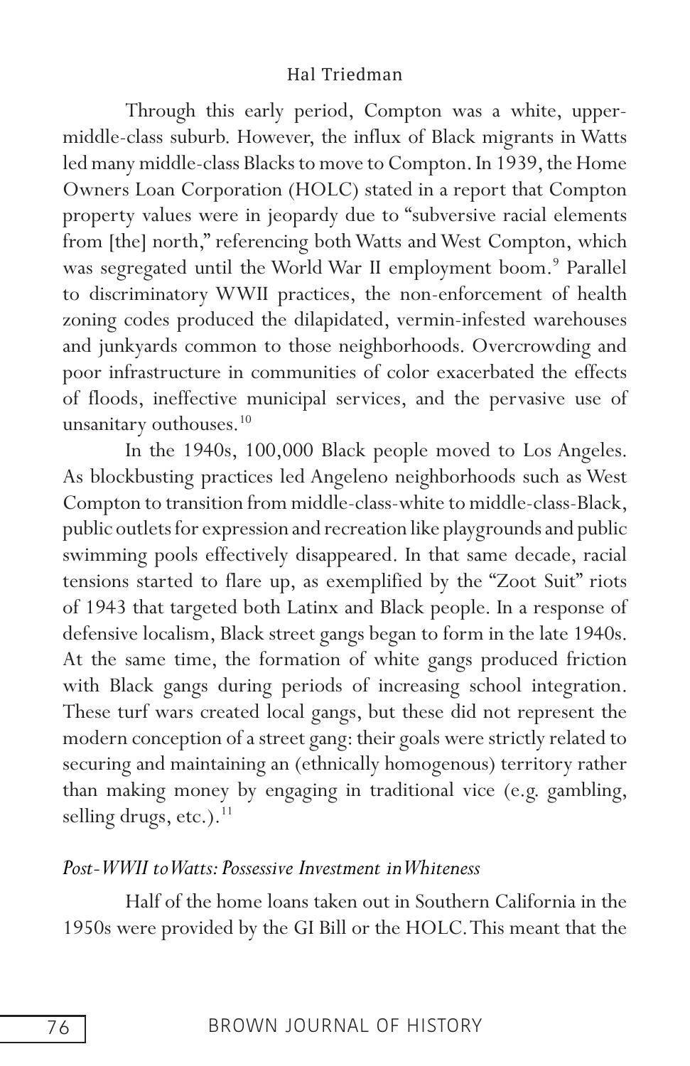Through this early period, Compton was a white, upper-middle-class suburb. However, the influx of Black migrants in Watts led many middle-class Blacks to move to Compton. In 1939, the Home Owners Loan Corporation (HOLC) stated in a report that Compton property values were in jeopardy due to "subversive racial elements from [the] north," referencing both Watts and West Compton, which was segregated until the World War II employment boom.[9] Parallel to discriminatory WWII practices, the non-enforcement of health zoning codes produced the dilapidated, vermin-infested warehouses and junkyards common to those neighborhoods. Overcrowding and poor infrastructure in communities of color exacerbated the effects of floods, ineffective municipal services, and the pervasive use of unsanitary outhouses.[10]

In the 1940s, 100,000 Black people moved to Los Angeles. As blockbusting practices led Angeleno neighborhoods such as West Compton to transition from middle-class-white to middle-class-Black, public outlets for expression and recreation like playgrounds and public swimming pools effectively disappeared. In that same decade, racial tensions started to flare up, as exemplified by the "Zoot Suit" riots of 1943 that targeted both Latinx and Black people. In a response of defensive localism, Black street gangs began to form in the late 1940s. At the same time, the formation of white gangs produced friction with Black gangs during periods of increasing school integration. These turf wars created local gangs, but these did not represent the modern conception of a street gang: their goals were strictly related to securing and maintaining an (ethnically homogenous) territory rather than making money by engaging in traditional vice (e.g. gambling, selling drugs, etc.).[11]

### *Post-WWII to Watts: Possessive Investment in Whiteness*

Half of the home loans taken out in Southern California in the 1950s were provided by the GI Bill or the HOLC. This meant that the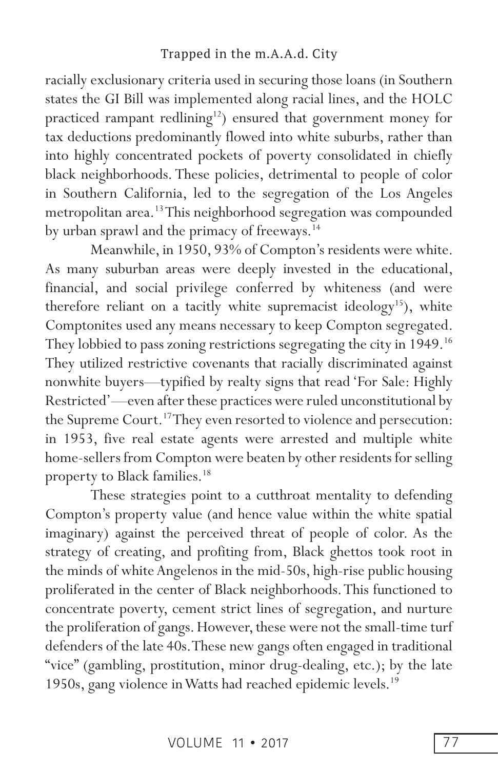racially exclusionary criteria used in securing those loans (in Southern states the GI Bill was implemented along racial lines, and the HOLC practiced rampant redlining[12]) ensured that government money for tax deductions predominantly flowed into white suburbs, rather than into highly concentrated pockets of poverty consolidated in chiefly black neighborhoods. These policies, detrimental to people of color in Southern California, led to the segregation of the Los Angeles metropolitan area.[13] This neighborhood segregation was compounded by urban sprawl and the primacy of freeways.[14]

Meanwhile, in 1950, 93% of Compton's residents were white. As many suburban areas were deeply invested in the educational, financial, and social privilege conferred by whiteness (and were therefore reliant on a tacitly white supremacist ideology[15]), white Comptonites used any means necessary to keep Compton segregated. They lobbied to pass zoning restrictions segregating the city in 1949.[16] They utilized restrictive covenants that racially discriminated against nonwhite buyers—typified by realty signs that read 'For Sale: Highly Restricted'—even after these practices were ruled unconstitutional by the Supreme Court.[17] They even resorted to violence and persecution: in 1953, five real estate agents were arrested and multiple white home-sellers from Compton were beaten by other residents for selling property to Black families.[18]

These strategies point to a cutthroat mentality to defending Compton's property value (and hence value within the white spatial imaginary) against the perceived threat of people of color. As the strategy of creating, and profiting from, Black ghettos took root in the minds of white Angelenos in the mid-50s, high-rise public housing proliferated in the center of Black neighborhoods. This functioned to concentrate poverty, cement strict lines of segregation, and nurture the proliferation of gangs. However, these were not the small-time turf defenders of the late 40s. These new gangs often engaged in traditional "vice" (gambling, prostitution, minor drug-dealing, etc.); by the late 1950s, gang violence in Watts had reached epidemic levels.[19]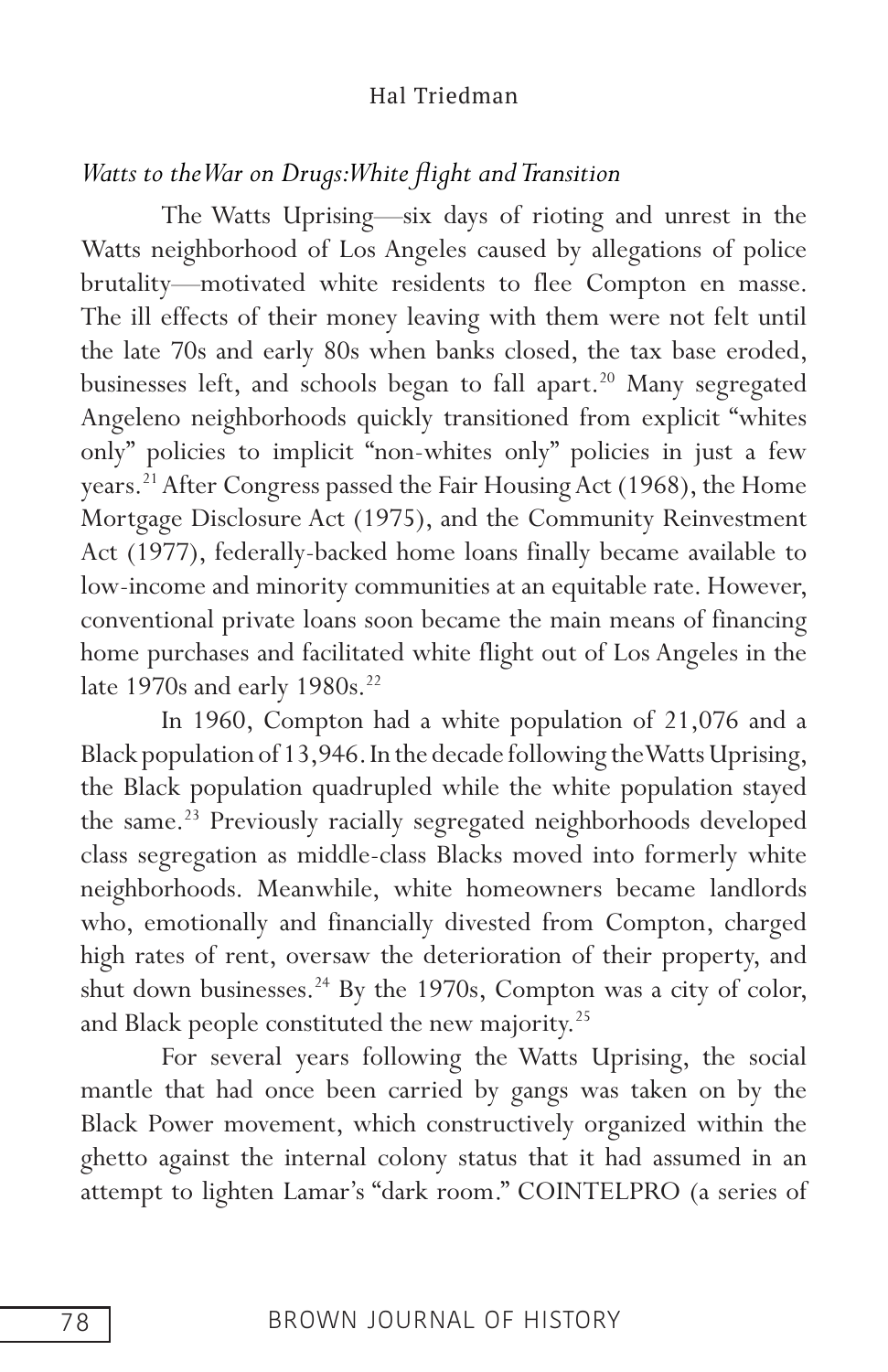*Watts to the War on Drugs: White flight and Transition*

The Watts Uprising—six days of rioting and unrest in the Watts neighborhood of Los Angeles caused by allegations of police brutality—motivated white residents to flee Compton en masse. The ill effects of their money leaving with them were not felt until the late 70s and early 80s when banks closed, the tax base eroded, businesses left, and schools began to fall apart.[20] Many segregated Angeleno neighborhoods quickly transitioned from explicit "whites only" policies to implicit "non-whites only" policies in just a few years.[21] After Congress passed the Fair Housing Act (1968), the Home Mortgage Disclosure Act (1975), and the Community Reinvestment Act (1977), federally-backed home loans finally became available to low-income and minority communities at an equitable rate. However, conventional private loans soon became the main means of financing home purchases and facilitated white flight out of Los Angeles in the late 1970s and early 1980s.[22]

In 1960, Compton had a white population of 21,076 and a Black population of 13,946. In the decade following the Watts Uprising, the Black population quadrupled while the white population stayed the same.[23] Previously racially segregated neighborhoods developed class segregation as middle-class Blacks moved into formerly white neighborhoods. Meanwhile, white homeowners became landlords who, emotionally and financially divested from Compton, charged high rates of rent, oversaw the deterioration of their property, and shut down businesses.[24] By the 1970s, Compton was a city of color, and Black people constituted the new majority.[25]

For several years following the Watts Uprising, the social mantle that had once been carried by gangs was taken on by the Black Power movement, which constructively organized within the ghetto against the internal colony status that it had assumed in an attempt to lighten Lamar's "dark room." COINTELPRO (a series of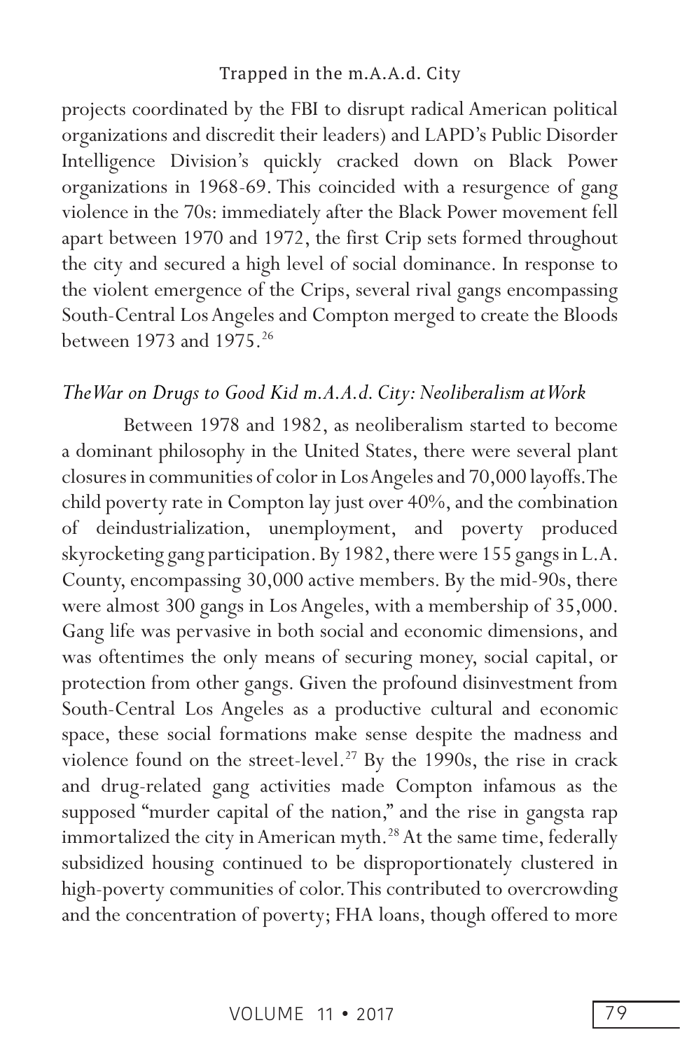projects coordinated by the FBI to disrupt radical American political organizations and discredit their leaders) and LAPD's Public Disorder Intelligence Division's quickly cracked down on Black Power organizations in 1968-69. This coincided with a resurgence of gang violence in the 70s: immediately after the Black Power movement fell apart between 1970 and 1972, the first Crip sets formed throughout the city and secured a high level of social dominance. In response to the violent emergence of the Crips, several rival gangs encompassing South-Central Los Angeles and Compton merged to create the Bloods between 1973 and 1975.[26]

### *The War on Drugs to Good Kid m.A.A.d. City: Neoliberalism at Work*

Between 1978 and 1982, as neoliberalism started to become a dominant philosophy in the United States, there were several plant closures in communities of color in Los Angeles and 70,000 layoffs. The child poverty rate in Compton lay just over 40%, and the combination of deindustrialization, unemployment, and poverty produced skyrocketing gang participation. By 1982, there were 155 gangs in L.A. County, encompassing 30,000 active members. By the mid-90s, there were almost 300 gangs in Los Angeles, with a membership of 35,000. Gang life was pervasive in both social and economic dimensions, and was oftentimes the only means of securing money, social capital, or protection from other gangs. Given the profound disinvestment from South-Central Los Angeles as a productive cultural and economic space, these social formations make sense despite the madness and violence found on the street-level.[27] By the 1990s, the rise in crack and drug-related gang activities made Compton infamous as the supposed "murder capital of the nation," and the rise in gangsta rap immortalized the city in American myth.[28] At the same time, federally subsidized housing continued to be disproportionately clustered in high-poverty communities of color. This contributed to overcrowding and the concentration of poverty; FHA loans, though offered to more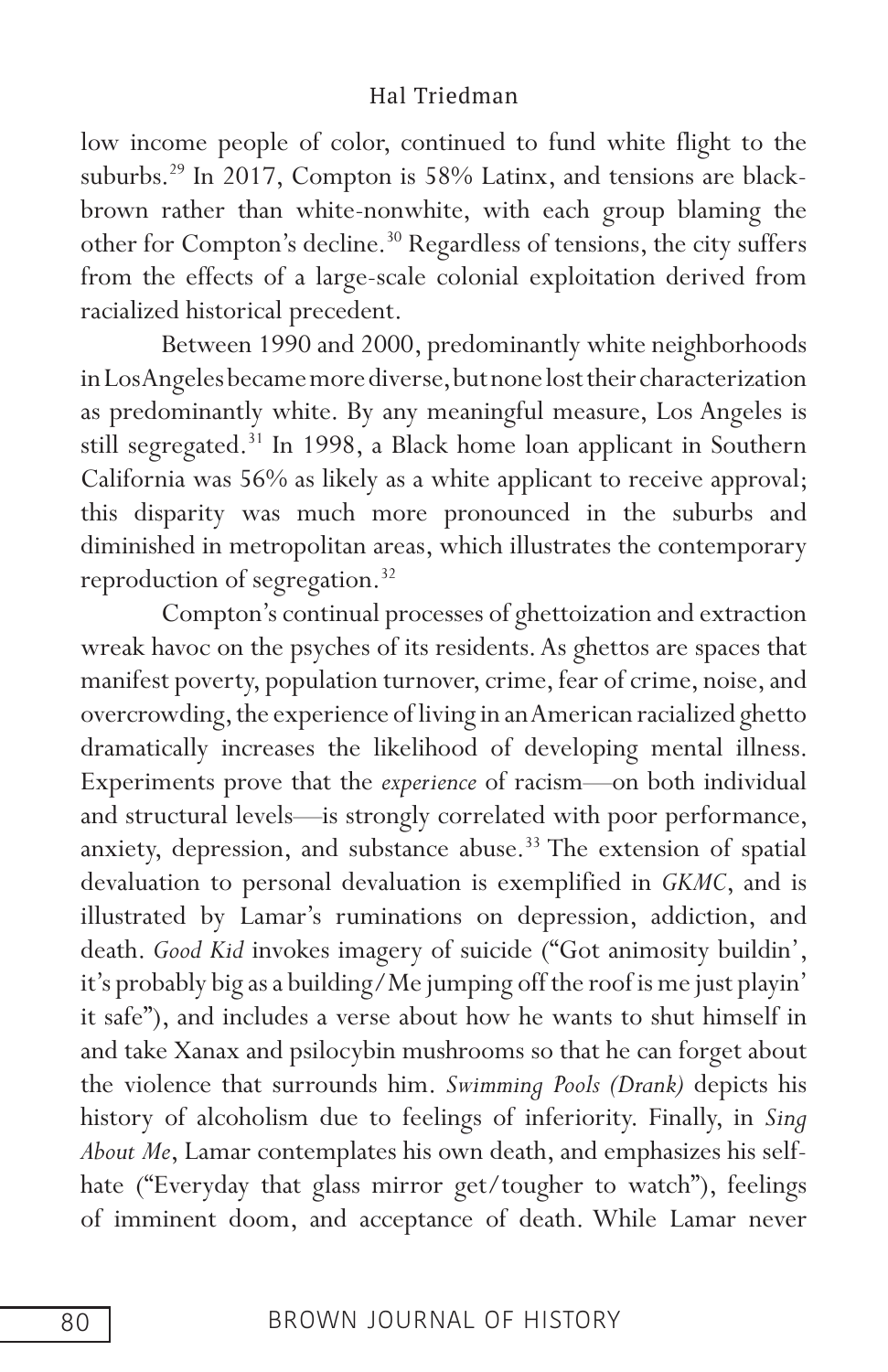low income people of color, continued to fund white flight to the suburbs.[29] In 2017, Compton is 58% Latinx, and tensions are black-brown rather than white-nonwhite, with each group blaming the other for Compton's decline.[30] Regardless of tensions, the city suffers from the effects of a large-scale colonial exploitation derived from racialized historical precedent.

Between 1990 and 2000, predominantly white neighborhoods in Los Angeles became more diverse, but none lost their characterization as predominantly white. By any meaningful measure, Los Angeles is still segregated.[31] In 1998, a Black home loan applicant in Southern California was 56% as likely as a white applicant to receive approval; this disparity was much more pronounced in the suburbs and diminished in metropolitan areas, which illustrates the contemporary reproduction of segregation.[32]

Compton's continual processes of ghettoization and extraction wreak havoc on the psyches of its residents. As ghettos are spaces that manifest poverty, population turnover, crime, fear of crime, noise, and overcrowding, the experience of living in an American racialized ghetto dramatically increases the likelihood of developing mental illness. Experiments prove that the *experience* of racism—on both individual and structural levels—is strongly correlated with poor performance, anxiety, depression, and substance abuse.[33] The extension of spatial devaluation to personal devaluation is exemplified in *GKMC*, and is illustrated by Lamar's ruminations on depression, addiction, and death. *Good Kid* invokes imagery of suicide ("Got animosity buildin', it's probably big as a building/Me jumping off the roof is me just playin' it safe"), and includes a verse about how he wants to shut himself in and take Xanax and psilocybin mushrooms so that he can forget about the violence that surrounds him. *Swimming Pools (Drank)* depicts his history of alcoholism due to feelings of inferiority. Finally, in *Sing About Me*, Lamar contemplates his own death, and emphasizes his self-hate ("Everyday that glass mirror get/tougher to watch"), feelings of imminent doom, and acceptance of death. While Lamar never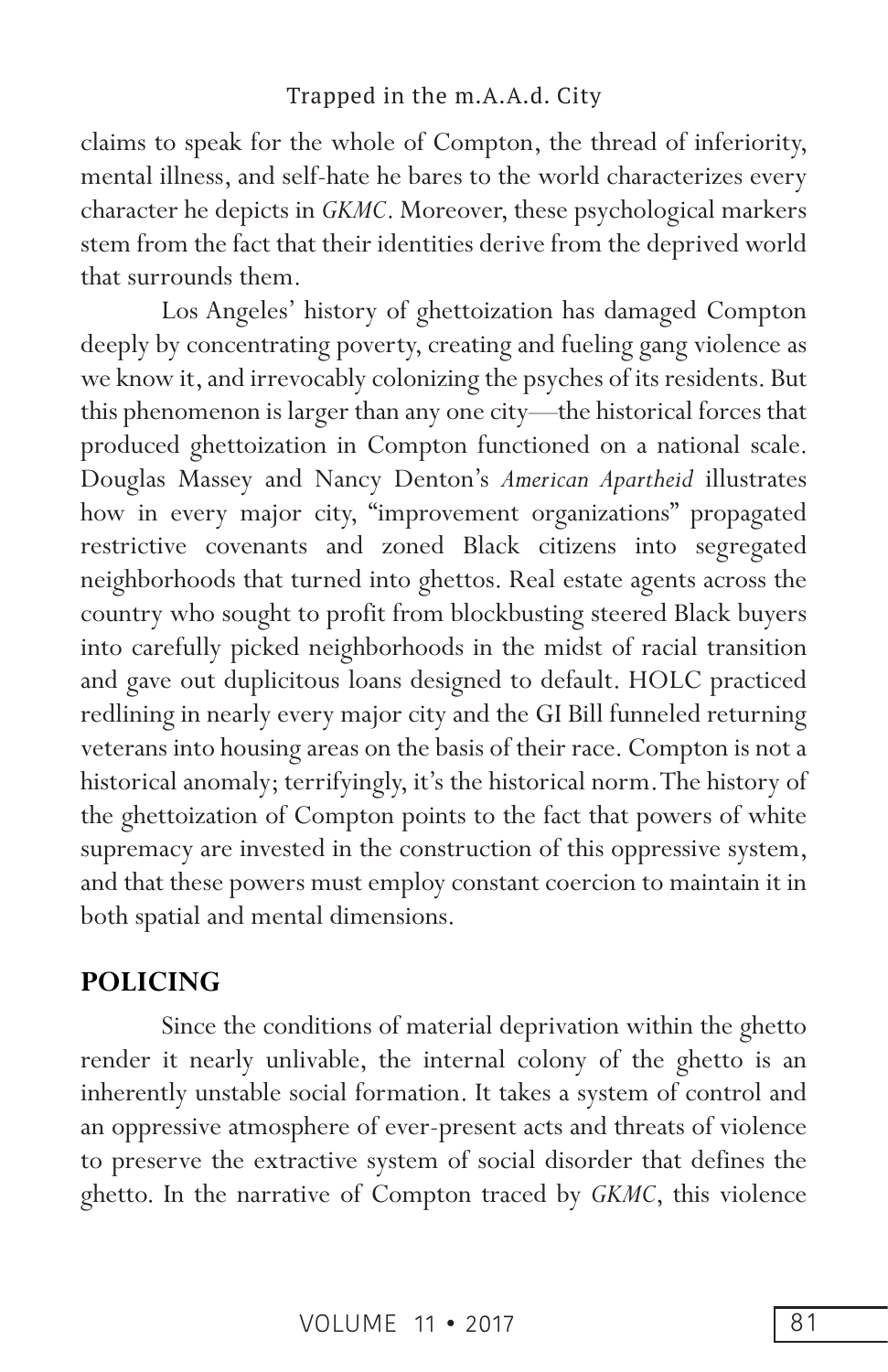claims to speak for the whole of Compton, the thread of inferiority, mental illness, and self-hate he bares to the world characterizes every character he depicts in *GKMC*. Moreover, these psychological markers stem from the fact that their identities derive from the deprived world that surrounds them.

Los Angeles' history of ghettoization has damaged Compton deeply by concentrating poverty, creating and fueling gang violence as we know it, and irrevocably colonizing the psyches of its residents. But this phenomenon is larger than any one city—the historical forces that produced ghettoization in Compton functioned on a national scale. Douglas Massey and Nancy Denton's *American Apartheid* illustrates how in every major city, "improvement organizations" propagated restrictive covenants and zoned Black citizens into segregated neighborhoods that turned into ghettos. Real estate agents across the country who sought to profit from blockbusting steered Black buyers into carefully picked neighborhoods in the midst of racial transition and gave out duplicitous loans designed to default. HOLC practiced redlining in nearly every major city and the GI Bill funneled returning veterans into housing areas on the basis of their race. Compton is not a historical anomaly; terrifyingly, it's the historical norm. The history of the ghettoization of Compton points to the fact that powers of white supremacy are invested in the construction of this oppressive system, and that these powers must employ constant coercion to maintain it in both spatial and mental dimensions.

## POLICING

Since the conditions of material deprivation within the ghetto render it nearly unlivable, the internal colony of the ghetto is an inherently unstable social formation. It takes a system of control and an oppressive atmosphere of ever-present acts and threats of violence to preserve the extractive system of social disorder that defines the ghetto. In the narrative of Compton traced by *GKMC*, this violence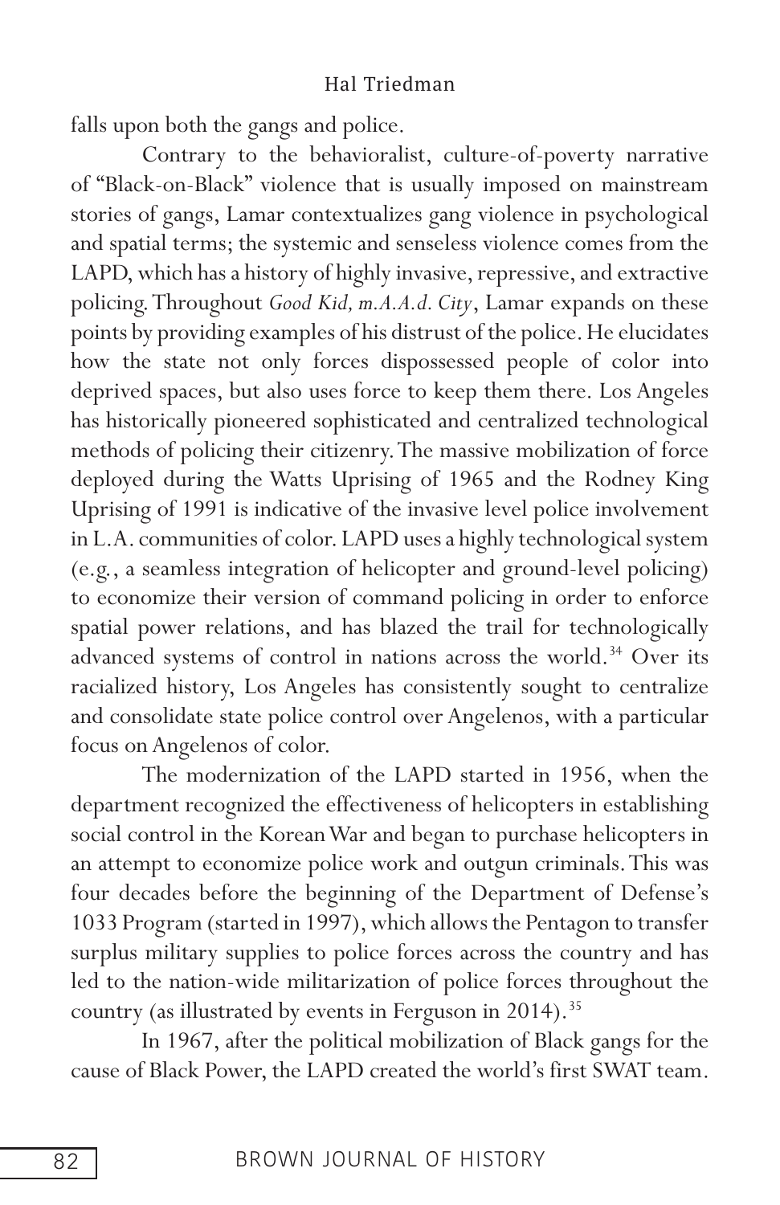falls upon both the gangs and police.

Contrary to the behavioralist, culture-of-poverty narrative of "Black-on-Black" violence that is usually imposed on mainstream stories of gangs, Lamar contextualizes gang violence in psychological and spatial terms; the systemic and senseless violence comes from the LAPD, which has a history of highly invasive, repressive, and extractive policing. Throughout *Good Kid, m.A.A.d. City*, Lamar expands on these points by providing examples of his distrust of the police. He elucidates how the state not only forces dispossessed people of color into deprived spaces, but also uses force to keep them there. Los Angeles has historically pioneered sophisticated and centralized technological methods of policing their citizenry. The massive mobilization of force deployed during the Watts Uprising of 1965 and the Rodney King Uprising of 1991 is indicative of the invasive level police involvement in L.A. communities of color. LAPD uses a highly technological system (e.g., a seamless integration of helicopter and ground-level policing) to economize their version of command policing in order to enforce spatial power relations, and has blazed the trail for technologically advanced systems of control in nations across the world.[34] Over its racialized history, Los Angeles has consistently sought to centralize and consolidate state police control over Angelenos, with a particular focus on Angelenos of color.

The modernization of the LAPD started in 1956, when the department recognized the effectiveness of helicopters in establishing social control in the Korean War and began to purchase helicopters in an attempt to economize police work and outgun criminals. This was four decades before the beginning of the Department of Defense's 1033 Program (started in 1997), which allows the Pentagon to transfer surplus military supplies to police forces across the country and has led to the nation-wide militarization of police forces throughout the country (as illustrated by events in Ferguson in 2014).[35]

In 1967, after the political mobilization of Black gangs for the cause of Black Power, the LAPD created the world's first SWAT team.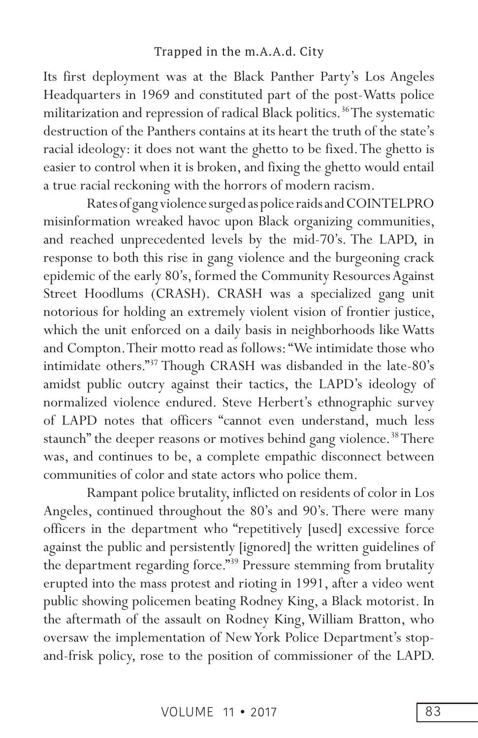Its first deployment was at the Black Panther Party's Los Angeles Headquarters in 1969 and constituted part of the post-Watts police militarization and repression of radical Black politics.[36] The systematic destruction of the Panthers contains at its heart the truth of the state's racial ideology: it does not want the ghetto to be fixed. The ghetto is easier to control when it is broken, and fixing the ghetto would entail a true racial reckoning with the horrors of modern racism.

Rates of gang violence surged as police raids and COINTELPRO misinformation wreaked havoc upon Black organizing communities, and reached unprecedented levels by the mid-70's. The LAPD, in response to both this rise in gang violence and the burgeoning crack epidemic of the early 80's, formed the Community Resources Against Street Hoodlums (CRASH). CRASH was a specialized gang unit notorious for holding an extremely violent vision of frontier justice, which the unit enforced on a daily basis in neighborhoods like Watts and Compton. Their motto read as follows: "We intimidate those who intimidate others."[37] Though CRASH was disbanded in the late-80's amidst public outcry against their tactics, the LAPD's ideology of normalized violence endured. Steve Herbert's ethnographic survey of LAPD notes that officers "cannot even understand, much less staunch" the deeper reasons or motives behind gang violence.[38] There was, and continues to be, a complete empathic disconnect between communities of color and state actors who police them.

Rampant police brutality, inflicted on residents of color in Los Angeles, continued throughout the 80's and 90's. There were many officers in the department who "repetitively [used] excessive force against the public and persistently [ignored] the written guidelines of the department regarding force."[39] Pressure stemming from brutality erupted into the mass protest and rioting in 1991, after a video went public showing policemen beating Rodney King, a Black motorist. In the aftermath of the assault on Rodney King, William Bratton, who oversaw the implementation of New York Police Department's stop-and-frisk policy, rose to the position of commissioner of the LAPD.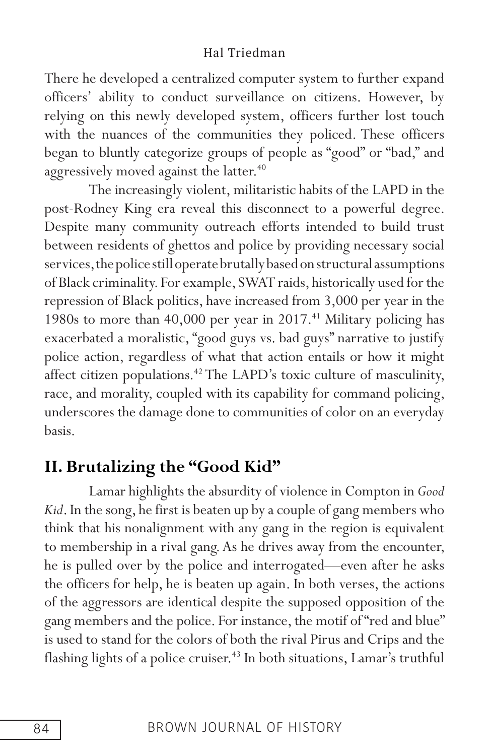There he developed a centralized computer system to further expand officers' ability to conduct surveillance on citizens. However, by relying on this newly developed system, officers further lost touch with the nuances of the communities they policed. These officers began to bluntly categorize groups of people as "good" or "bad," and aggressively moved against the latter.[40]

The increasingly violent, militaristic habits of the LAPD in the post-Rodney King era reveal this disconnect to a powerful degree. Despite many community outreach efforts intended to build trust between residents of ghettos and police by providing necessary social services, the police still operate brutally based on structural assumptions of Black criminality. For example, SWAT raids, historically used for the repression of Black politics, have increased from 3,000 per year in the 1980s to more than 40,000 per year in 2017.[41] Military policing has exacerbated a moralistic, "good guys vs. bad guys" narrative to justify police action, regardless of what that action entails or how it might affect citizen populations.[42] The LAPD's toxic culture of masculinity, race, and morality, coupled with its capability for command policing, underscores the damage done to communities of color on an everyday basis.

## II. Brutalizing the "Good Kid"

Lamar highlights the absurdity of violence in Compton in *Good Kid*. In the song, he first is beaten up by a couple of gang members who think that his nonalignment with any gang in the region is equivalent to membership in a rival gang. As he drives away from the encounter, he is pulled over by the police and interrogated—even after he asks the officers for help, he is beaten up again. In both verses, the actions of the aggressors are identical despite the supposed opposition of the gang members and the police. For instance, the motif of "red and blue" is used to stand for the colors of both the rival Pirus and Crips and the flashing lights of a police cruiser.[43] In both situations, Lamar's truthful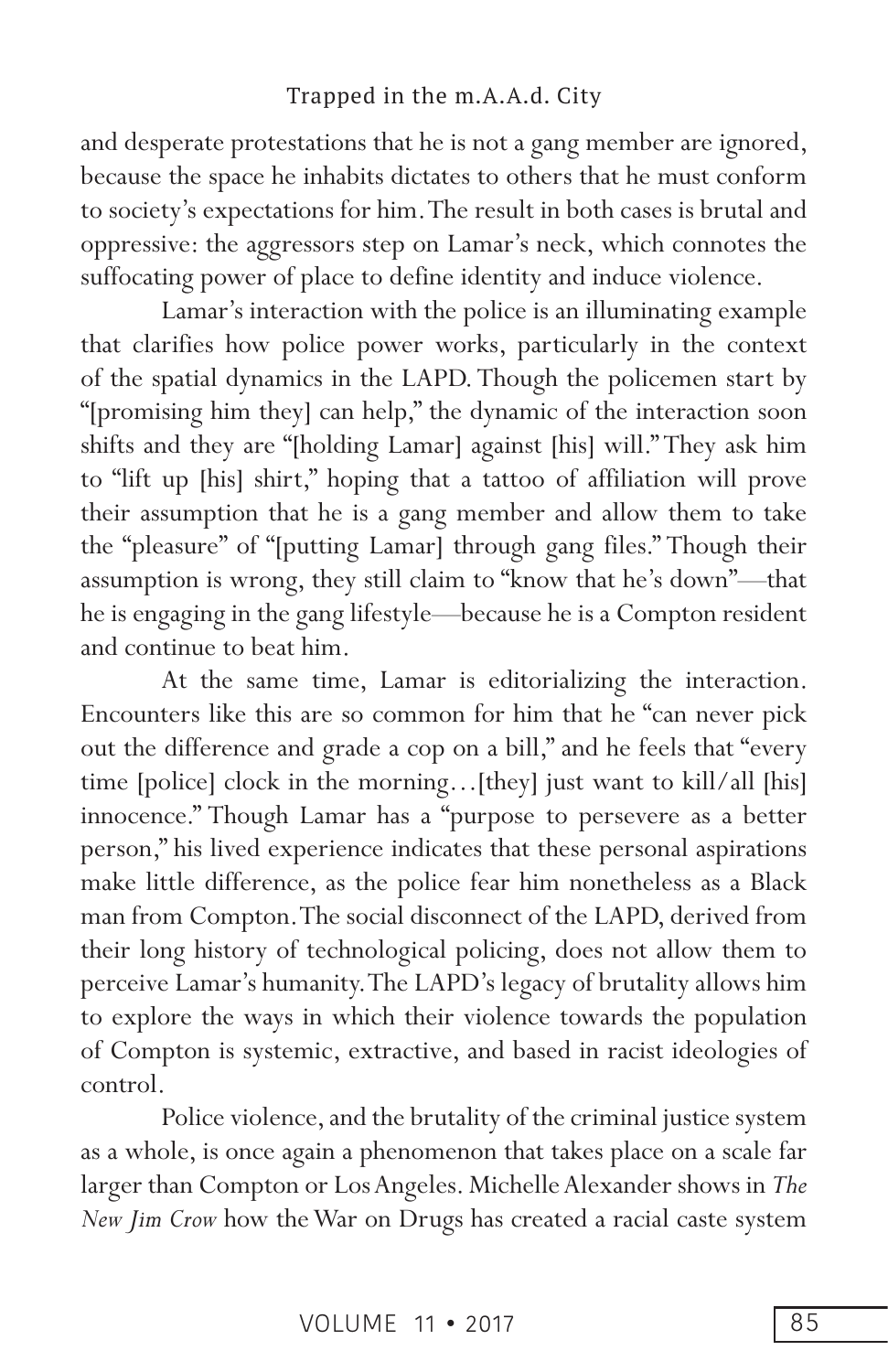and desperate protestations that he is not a gang member are ignored, because the space he inhabits dictates to others that he must conform to society's expectations for him. The result in both cases is brutal and oppressive: the aggressors step on Lamar's neck, which connotes the suffocating power of place to define identity and induce violence.

Lamar's interaction with the police is an illuminating example that clarifies how police power works, particularly in the context of the spatial dynamics in the LAPD. Though the policemen start by "[promising him they] can help," the dynamic of the interaction soon shifts and they are "[holding Lamar] against [his] will." They ask him to "lift up [his] shirt," hoping that a tattoo of affiliation will prove their assumption that he is a gang member and allow them to take the "pleasure" of "[putting Lamar] through gang files." Though their assumption is wrong, they still claim to "know that he's down"—that he is engaging in the gang lifestyle—because he is a Compton resident and continue to beat him.

At the same time, Lamar is editorializing the interaction. Encounters like this are so common for him that he "can never pick out the difference and grade a cop on a bill," and he feels that "every time [police] clock in the morning…[they] just want to kill/all [his] innocence." Though Lamar has a "purpose to persevere as a better person," his lived experience indicates that these personal aspirations make little difference, as the police fear him nonetheless as a Black man from Compton. The social disconnect of the LAPD, derived from their long history of technological policing, does not allow them to perceive Lamar's humanity. The LAPD's legacy of brutality allows him to explore the ways in which their violence towards the population of Compton is systemic, extractive, and based in racist ideologies of control.

Police violence, and the brutality of the criminal justice system as a whole, is once again a phenomenon that takes place on a scale far larger than Compton or Los Angeles. Michelle Alexander shows in *The New Jim Crow* how the War on Drugs has created a racial caste system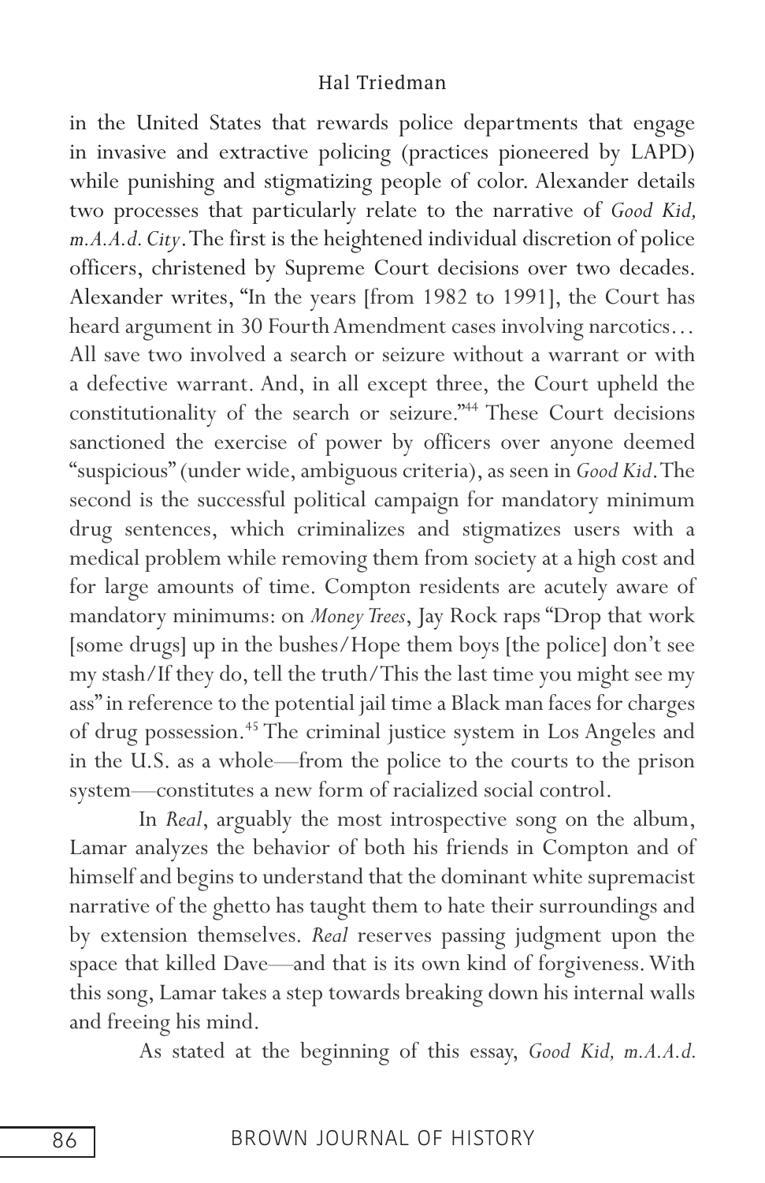in the United States that rewards police departments that engage in invasive and extractive policing (practices pioneered by LAPD) while punishing and stigmatizing people of color. Alexander details two processes that particularly relate to the narrative of *Good Kid, m.A.A.d. City*. The first is the heightened individual discretion of police officers, christened by Supreme Court decisions over two decades. Alexander writes, "In the years [from 1982 to 1991], the Court has heard argument in 30 Fourth Amendment cases involving narcotics… All save two involved a search or seizure without a warrant or with a defective warrant. And, in all except three, the Court upheld the constitutionality of the search or seizure."[44] These Court decisions sanctioned the exercise of power by officers over anyone deemed "suspicious" (under wide, ambiguous criteria), as seen in *Good Kid*. The second is the successful political campaign for mandatory minimum drug sentences, which criminalizes and stigmatizes users with a medical problem while removing them from society at a high cost and for large amounts of time. Compton residents are acutely aware of mandatory minimums: on *Money Trees*, Jay Rock raps "Drop that work [some drugs] up in the bushes/Hope them boys [the police] don't see my stash/If they do, tell the truth/This the last time you might see my ass" in reference to the potential jail time a Black man faces for charges of drug possession.[45] The criminal justice system in Los Angeles and in the U.S. as a whole—from the police to the courts to the prison system—constitutes a new form of racialized social control.

In *Real*, arguably the most introspective song on the album, Lamar analyzes the behavior of both his friends in Compton and of himself and begins to understand that the dominant white supremacist narrative of the ghetto has taught them to hate their surroundings and by extension themselves. *Real* reserves passing judgment upon the space that killed Dave—and that is its own kind of forgiveness. With this song, Lamar takes a step towards breaking down his internal walls and freeing his mind.

As stated at the beginning of this essay, *Good Kid, m.A.A.d.*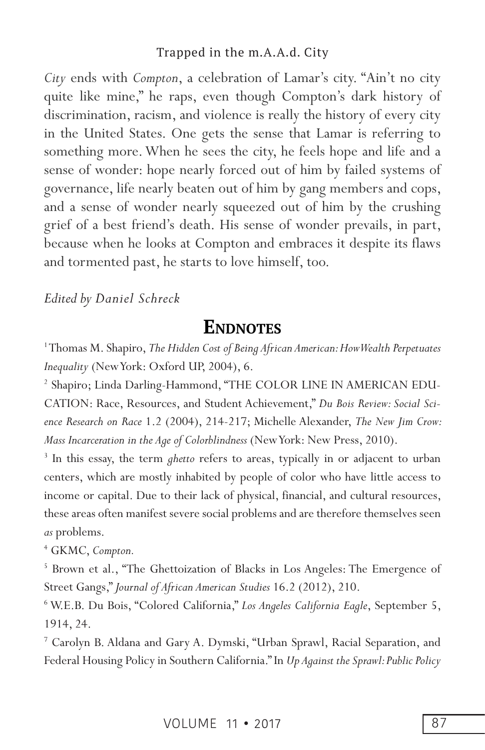*City* ends with *Compton*, a celebration of Lamar's city. "Ain't no city quite like mine," he raps, even though Compton's dark history of discrimination, racism, and violence is really the history of every city in the United States. One gets the sense that Lamar is referring to something more. When he sees the city, he feels hope and life and a sense of wonder: hope nearly forced out of him by failed systems of governance, life nearly beaten out of him by gang members and cops, and a sense of wonder nearly squeezed out of him by the crushing grief of a best friend's death. His sense of wonder prevails, in part, because when he looks at Compton and embraces it despite its flaws and tormented past, he starts to love himself, too.

*Edited by Daniel Schreck*

## Endnotes

[1] Thomas M. Shapiro, *The Hidden Cost of Being African American: How Wealth Perpetuates Inequality* (New York: Oxford UP, 2004), 6.

[2] Shapiro; Linda Darling-Hammond, "THE COLOR LINE IN AMERICAN EDUCATION: Race, Resources, and Student Achievement," *Du Bois Review: Social Science Research on Race* 1.2 (2004), 214-217; Michelle Alexander, *The New Jim Crow: Mass Incarceration in the Age of Colorblindness* (New York: New Press, 2010).

[3] In this essay, the term *ghetto* refers to areas, typically in or adjacent to urban centers, which are mostly inhabited by people of color who have little access to income or capital. Due to their lack of physical, financial, and cultural resources, these areas often manifest severe social problems and are therefore themselves seen *as* problems.

[4] GKMC, *Compton*.

[5] Brown et al., "The Ghettoization of Blacks in Los Angeles: The Emergence of Street Gangs," *Journal of African American Studies* 16.2 (2012), 210.

[6] W.E.B. Du Bois, "Colored California," *Los Angeles California Eagle*, September 5, 1914, 24.

[7] Carolyn B. Aldana and Gary A. Dymski, "Urban Sprawl, Racial Separation, and Federal Housing Policy in Southern California." In *Up Against the Sprawl: Public Policy*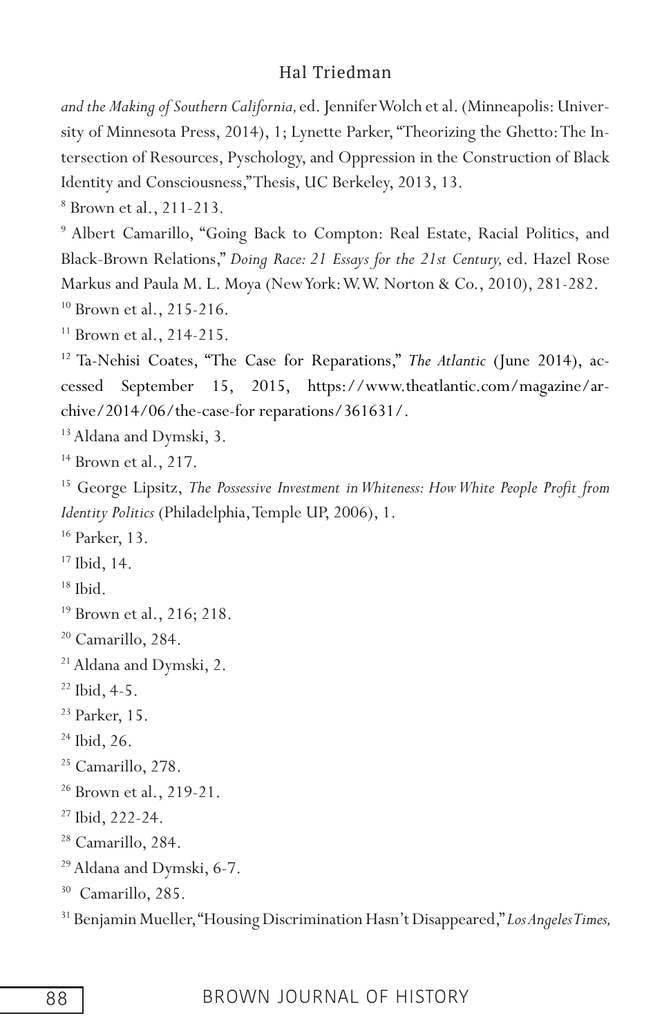*and the Making of Southern California,* ed. Jennifer Wolch et al. (Minneapolis: University of Minnesota Press, 2014), 1; Lynette Parker, "Theorizing the Ghetto: The Intersection of Resources, Pyschology, and Oppression in the Construction of Black Identity and Consciousness," Thesis, UC Berkeley, 2013, 13.

[8] Brown et al., 211-213.

[9] Albert Camarillo, "Going Back to Compton: Real Estate, Racial Politics, and Black-Brown Relations," *Doing Race: 21 Essays for the 21st Century,* ed. Hazel Rose Markus and Paula M. L. Moya (New York: W.W. Norton & Co., 2010), 281-282.

[10] Brown et al., 215-216.

[11] Brown et al., 214-215.

[12] Ta-Nehisi Coates, "The Case for Reparations," *The Atlantic* (June 2014), accessed September 15, 2015, https://www.theatlantic.com/magazine/archive/2014/06/the-case-for reparations/361631/.

[13] Aldana and Dymski, 3.

[14] Brown et al., 217.

[15] George Lipsitz, *The Possessive Investment in Whiteness: How White People Profit from Identity Politics* (Philadelphia, Temple UP, 2006), 1.

[16] Parker, 13.

[17] Ibid, 14.

[18] Ibid.

[19] Brown et al., 216; 218.

[20] Camarillo, 284.

[21] Aldana and Dymski, 2.

[22] Ibid, 4-5.

[23] Parker, 15.

[24] Ibid, 26.

[25] Camarillo, 278.

[26] Brown et al., 219-21.

[27] Ibid, 222-24.

[28] Camarillo, 284.

[29] Aldana and Dymski, 6-7.

[30] Camarillo, 285.

[31] Benjamin Mueller, "Housing Discrimination Hasn't Disappeared," *Los Angeles Times,*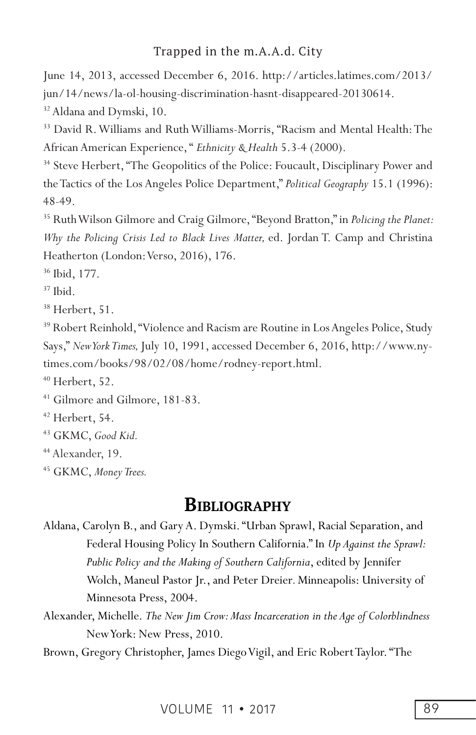June 14, 2013, accessed December 6, 2016. http://articles.latimes.com/2013/jun/14/news/la-ol-housing-discrimination-hasnt-disappeared-20130614.

[32] Aldana and Dymski, 10.

[33] David R. Williams and Ruth Williams-Morris, "Racism and Mental Health: The African American Experience, " *Ethnicity & Health* 5.3-4 (2000).

[34] Steve Herbert, "The Geopolitics of the Police: Foucault, Disciplinary Power and the Tactics of the Los Angeles Police Department," *Political Geography* 15.1 (1996): 48-49.

[35] Ruth Wilson Gilmore and Craig Gilmore, "Beyond Bratton," in *Policing the Planet: Why the Policing Crisis Led to Black Lives Matter,* ed. Jordan T. Camp and Christina Heatherton (London: Verso, 2016), 176.

[36] Ibid, 177.

[37] Ibid.

[38] Herbert, 51.

[39] Robert Reinhold, "Violence and Racism are Routine in Los Angeles Police, Study Says," *New York Times,* July 10, 1991, accessed December 6, 2016, http://www.nytimes.com/books/98/02/08/home/rodney-report.html.

[40] Herbert, 52.

[41] Gilmore and Gilmore, 181-83.

[42] Herbert, 54.

[43] GKMC, *Good Kid.*

[44] Alexander, 19.

[45] GKMC, *Money Trees.*

## Bibliography

Aldana, Carolyn B., and Gary A. Dymski. "Urban Sprawl, Racial Separation, and Federal Housing Policy In Southern California." In *Up Against the Sprawl: Public Policy and the Making of Southern California*, edited by Jennifer Wolch, Maneul Pastor Jr., and Peter Dreier. Minneapolis: University of Minnesota Press, 2004.

Alexander, Michelle. *The New Jim Crow: Mass Incarceration in the Age of Colorblindness* New York: New Press, 2010.

Brown, Gregory Christopher, James Diego Vigil, and Eric Robert Taylor. "The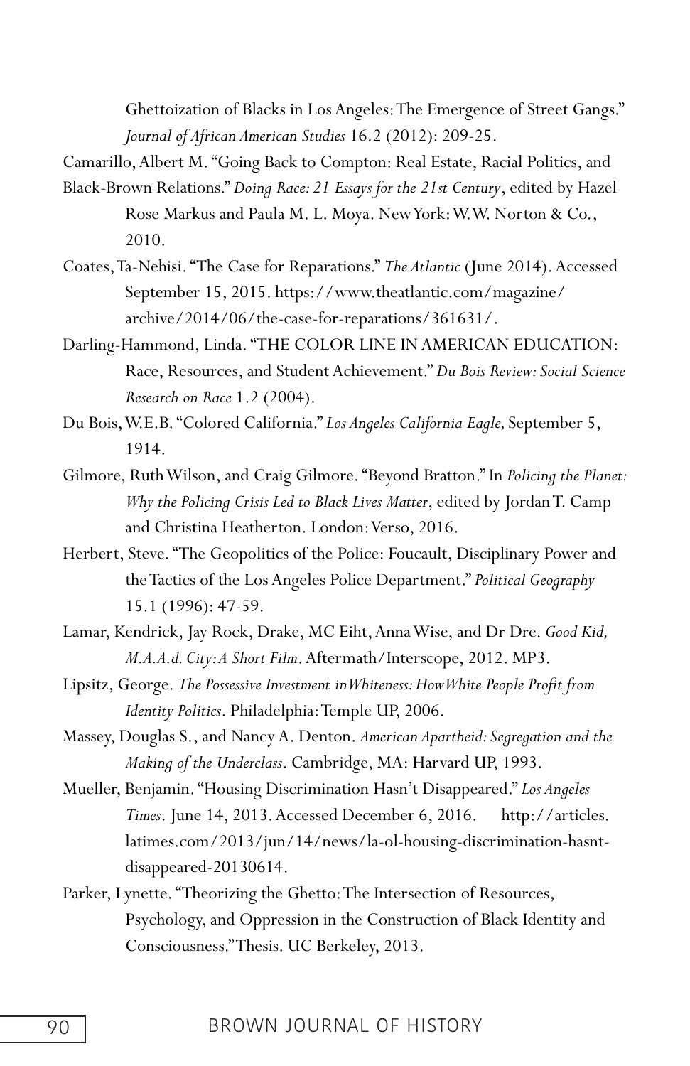Ghettoization of Blacks in Los Angeles: The Emergence of Street Gangs." *Journal of African American Studies* 16.2 (2012): 209-25.

Camarillo, Albert M. "Going Back to Compton: Real Estate, Racial Politics, and Black-Brown Relations." *Doing Race: 21 Essays for the 21st Century*, edited by Hazel Rose Markus and Paula M. L. Moya. New York: W.W. Norton & Co., 2010.

Coates, Ta-Nehisi. "The Case for Reparations." *The Atlantic* (June 2014). Accessed September 15, 2015. https://www.theatlantic.com/magazine/archive/2014/06/the-case-for-reparations/361631/.

Darling-Hammond, Linda. "THE COLOR LINE IN AMERICAN EDUCATION: Race, Resources, and Student Achievement." *Du Bois Review: Social Science Research on Race* 1.2 (2004).

Du Bois, W.E.B. "Colored California." *Los Angeles California Eagle,* September 5, 1914.

Gilmore, Ruth Wilson, and Craig Gilmore. "Beyond Bratton." In *Policing the Planet: Why the Policing Crisis Led to Black Lives Matter*, edited by Jordan T. Camp and Christina Heatherton. London: Verso, 2016.

Herbert, Steve. "The Geopolitics of the Police: Foucault, Disciplinary Power and the Tactics of the Los Angeles Police Department." *Political Geography* 15.1 (1996): 47-59.

Lamar, Kendrick, Jay Rock, Drake, MC Eiht, Anna Wise, and Dr Dre. *Good Kid, M.A.A.d. City: A Short Film*. Aftermath/Interscope, 2012. MP3.

Lipsitz, George. *The Possessive Investment in Whiteness: How White People Profit from Identity Politics*. Philadelphia: Temple UP, 2006.

Massey, Douglas S., and Nancy A. Denton. *American Apartheid: Segregation and the Making of the Underclass*. Cambridge, MA: Harvard UP, 1993.

Mueller, Benjamin. "Housing Discrimination Hasn't Disappeared." *Los Angeles Times*. June 14, 2013. Accessed December 6, 2016. http://articles.latimes.com/2013/jun/14/news/la-ol-housing-discrimination-hasnt-disappeared-20130614.

Parker, Lynette. "Theorizing the Ghetto: The Intersection of Resources, Psychology, and Oppression in the Construction of Black Identity and Consciousness." Thesis. UC Berkeley, 2013.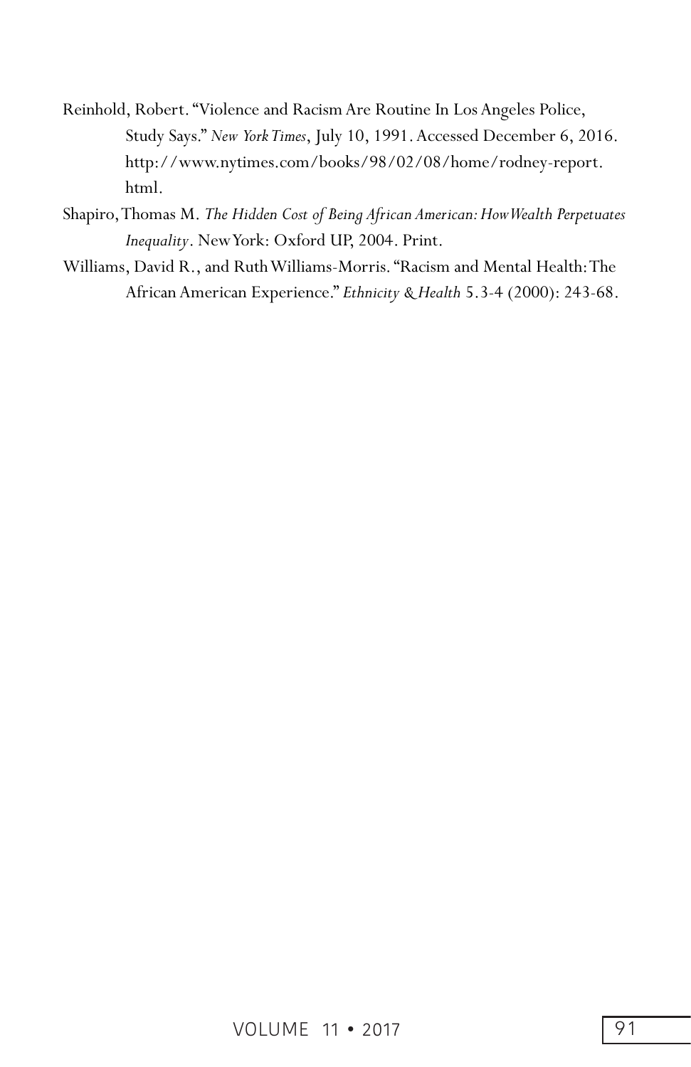Reinhold, Robert. "Violence and Racism Are Routine In Los Angeles Police, Study Says." *New York Times*, July 10, 1991. Accessed December 6, 2016. http://www.nytimes.com/books/98/02/08/home/rodney-report.html.

Shapiro, Thomas M. *The Hidden Cost of Being African American: How Wealth Perpetuates Inequality*. New York: Oxford UP, 2004. Print.

Williams, David R., and Ruth Williams-Morris. "Racism and Mental Health: The African American Experience." *Ethnicity & Health* 5.3-4 (2000): 243-68.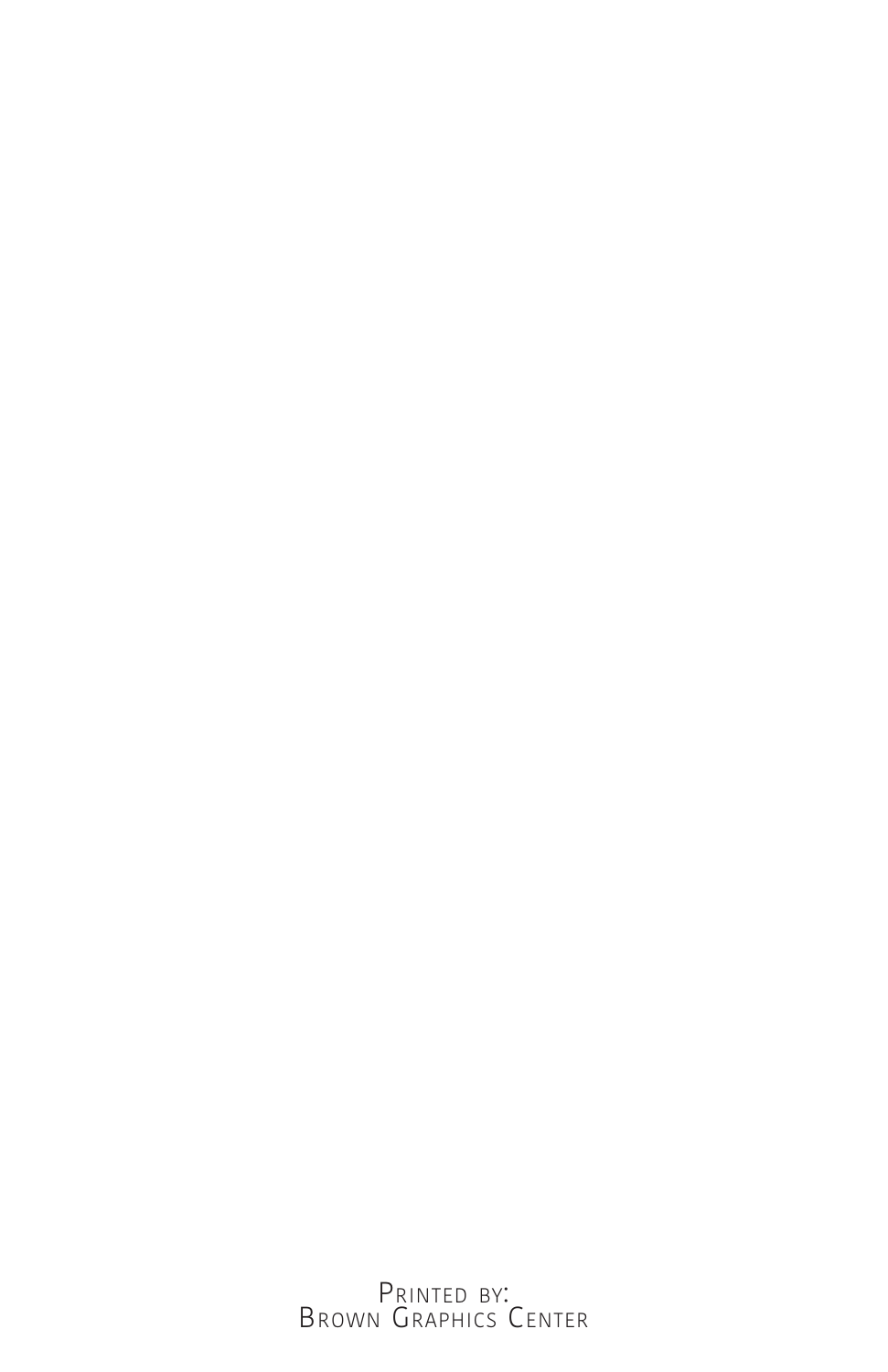Printed by:
Brown Graphics Center